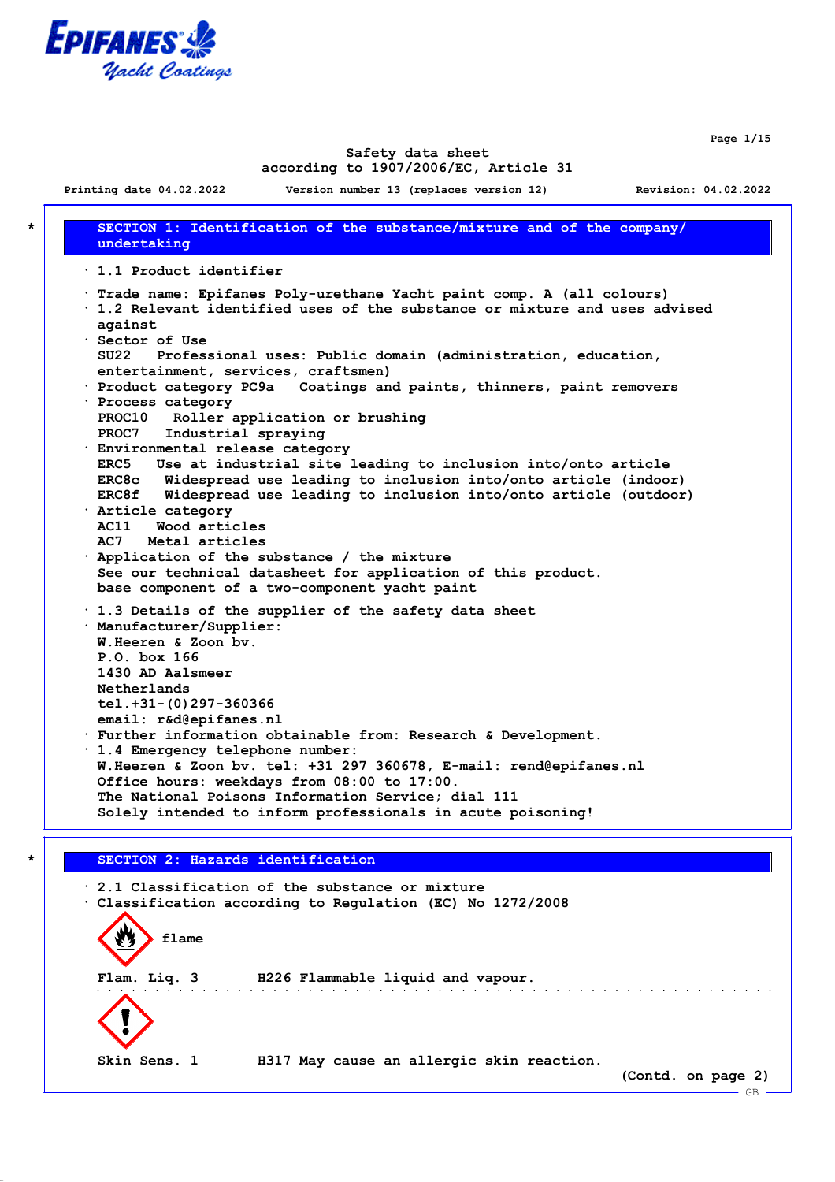# Safety data sheet
according to 1907/2006/EC, Article 31

Printing date 04.02.2022 Version number 13 (replaces version 12) Revision: 04.02.2022

## * SECTION 1: Identification of the substance/mixture and of the company/undertaking

· 1.1 Product identifier

· Trade name: Epifanes Poly-urethane Yacht paint comp. A (all colours)
· 1.2 Relevant identified uses of the substance or mixture and uses advised against
· Sector of Use
SU22 Professional uses: Public domain (administration, education, entertainment, services, craftsmen)
· Product category PC9a Coatings and paints, thinners, paint removers
· Process category
PROC10 Roller application or brushing
PROC7 Industrial spraying
· Environmental release category
ERC5 Use at industrial site leading to inclusion into/onto article
ERC8c Widespread use leading to inclusion into/onto article (indoor)
ERC8f Widespread use leading to inclusion into/onto article (outdoor)
· Article category
AC11 Wood articles
AC7 Metal articles
· Application of the substance / the mixture
See our technical datasheet for application of this product.
base component of a two-component yacht paint

· 1.3 Details of the supplier of the safety data sheet
· Manufacturer/Supplier:
W.Heeren & Zoon bv.
P.O. box 166
1430 AD Aalsmeer
Netherlands
tel.+31-(0)297-360366
email: r&d@epifanes.nl
· Further information obtainable from: Research & Development.
· 1.4 Emergency telephone number:
W.Heeren & Zoon bv. tel: +31 297 360678, E-mail: rend@epifanes.nl
Office hours: weekdays from 08:00 to 17:00.
The National Poisons Information Service; dial 111
Solely intended to inform professionals in acute poisoning!

## * SECTION 2: Hazards identification

· 2.1 Classification of the substance or mixture
· Classification according to Regulation (EC) No 1272/2008

flame

Flam. Liq. 3 H226 Flammable liquid and vapour.

Skin Sens. 1 H317 May cause an allergic skin reaction.

(Contd. on page 2)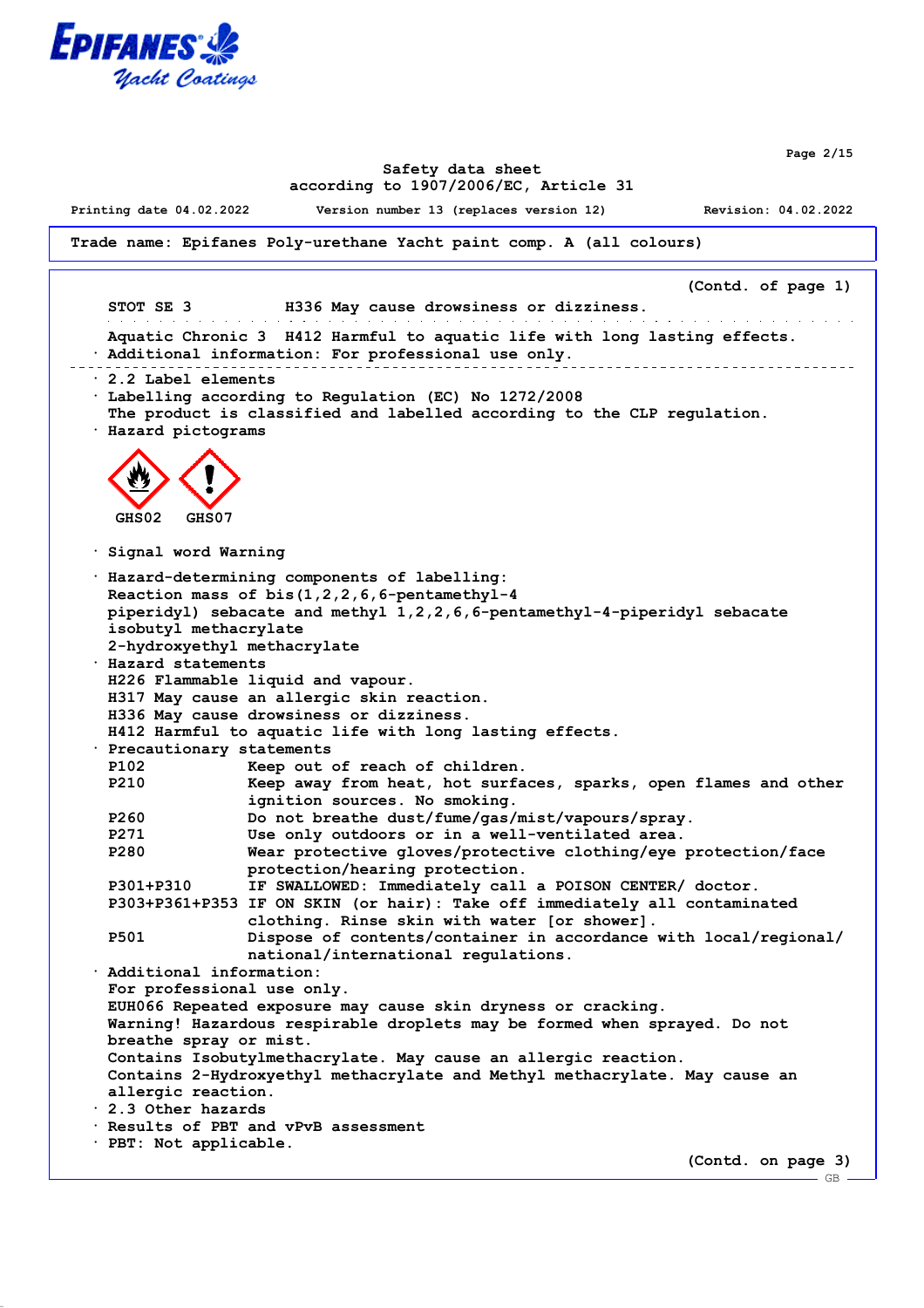**Trade name: Epifanes Poly-urethane Yacht paint comp. A (all colours)**

(Contd. of page 1)

| | |
|---|---|
| STOT SE 3 | H336 May cause drowsiness or dizziness. |
| Aquatic Chronic 3 | H412 Harmful to aquatic life with long lasting effects. |

· Additional information: For professional use only.

· **2.2 Label elements**

· Labelling according to Regulation (EC) No 1272/2008

The product is classified and labelled according to the CLP regulation.

· Hazard pictograms

GHS02 GHS07

· Signal word Warning

· Hazard-determining components of labelling:

Reaction mass of bis(1,2,2,6,6-pentamethyl-4-piperidyl) sebacate and methyl 1,2,2,6,6-pentamethyl-4-piperidyl sebacate
isobutyl methacrylate
2-hydroxyethyl methacrylate

· Hazard statements

H226 Flammable liquid and vapour.
H317 May cause an allergic skin reaction.
H336 May cause drowsiness or dizziness.
H412 Harmful to aquatic life with long lasting effects.

· Precautionary statements

| | |
|---|---|
| P102 | Keep out of reach of children. |
| P210 | Keep away from heat, hot surfaces, sparks, open flames and other ignition sources. No smoking. |
| P260 | Do not breathe dust/fume/gas/mist/vapours/spray. |
| P271 | Use only outdoors or in a well-ventilated area. |
| P280 | Wear protective gloves/protective clothing/eye protection/face protection/hearing protection. |
| P301+P310 | IF SWALLOWED: Immediately call a POISON CENTER/ doctor. |
| P303+P361+P353 | IF ON SKIN (or hair): Take off immediately all contaminated clothing. Rinse skin with water [or shower]. |
| P501 | Dispose of contents/container in accordance with local/regional/ national/international regulations. |

· Additional information:

For professional use only.
EUH066 Repeated exposure may cause skin dryness or cracking.
Warning! Hazardous respirable droplets may be formed when sprayed. Do not breathe spray or mist.
Contains Isobutylmethacrylate. May cause an allergic reaction.
Contains 2-Hydroxyethyl methacrylate and Methyl methacrylate. May cause an allergic reaction.

· **2.3 Other hazards**

· Results of PBT and vPvB assessment

· PBT: Not applicable.

(Contd. on page 3)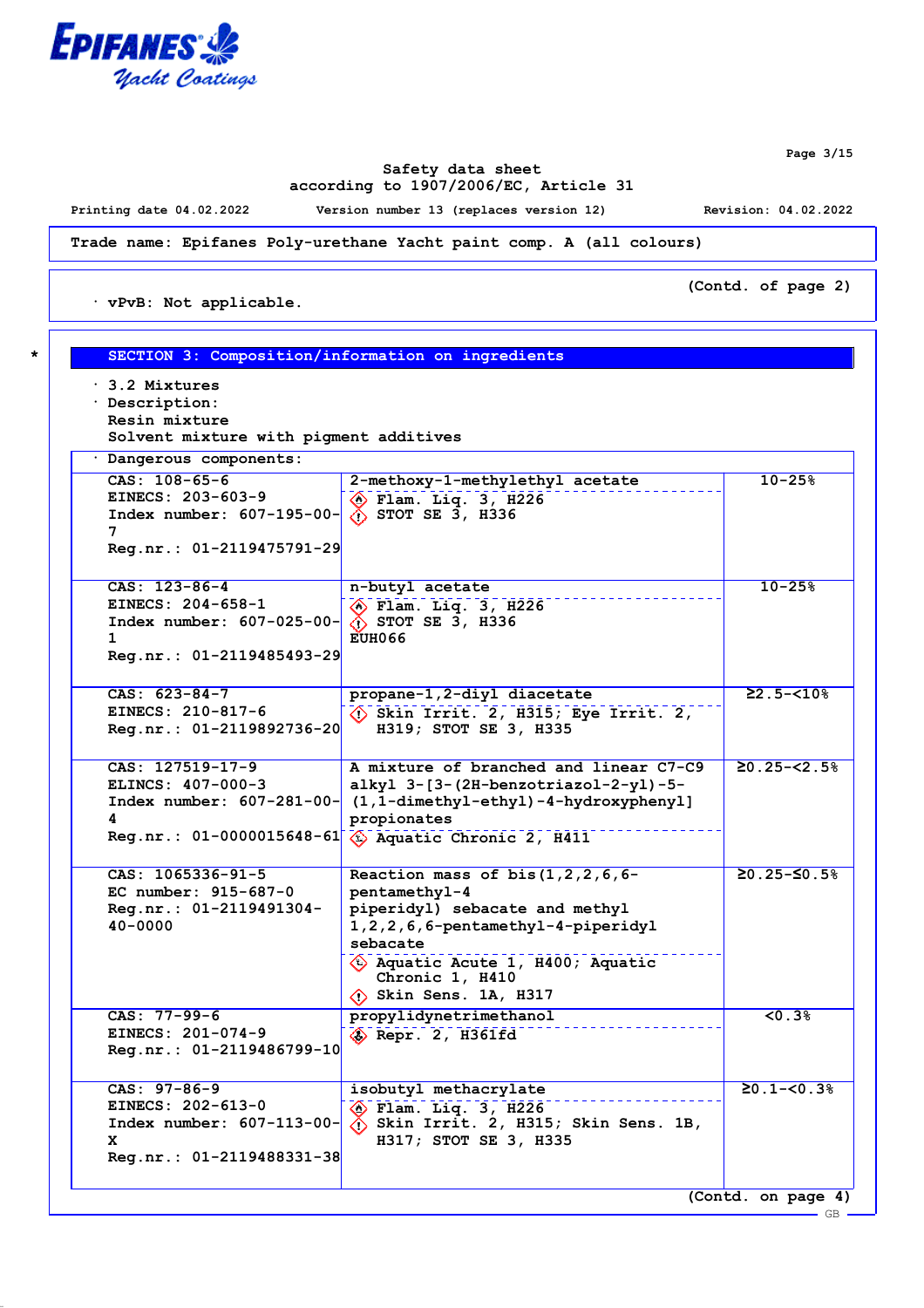**Trade name: Epifanes Poly-urethane Yacht paint comp. A (all colours)**

(Contd. of page 2)

· vPvB: Not applicable.

## SECTION 3: Composition/information on ingredients

· 3.2 Mixtures

· Description:
Resin mixture
Solvent mixture with pigment additives

· Dangerous components:

| | | |
|---|---|---|
| CAS: 108-65-6<br>EINECS: 203-603-9<br>Index number: 607-195-00-7<br>Reg.nr.: 01-2119475791-29 | 2-methoxy-1-methylethyl acetate<br>Flam. Liq. 3, H226<br>STOT SE 3, H336 | 10-25% |
| CAS: 123-86-4<br>EINECS: 204-658-1<br>Index number: 607-025-00-1<br>Reg.nr.: 01-2119485493-29 | n-butyl acetate<br>Flam. Liq. 3, H226<br>STOT SE 3, H336<br>EUH066 | 10-25% |
| CAS: 623-84-7<br>EINECS: 210-817-6<br>Reg.nr.: 01-2119892736-20 | propane-1,2-diyl diacetate<br>Skin Irrit. 2, H315; Eye Irrit. 2, H319; STOT SE 3, H335 | ≥2.5-<10% |
| CAS: 127519-17-9<br>ELINCS: 407-000-3<br>Index number: 607-281-00-4<br>Reg.nr.: 01-0000015648-61 | A mixture of branched and linear C7-C9 alkyl 3-[3-(2H-benzotriazol-2-yl)-5-(1,1-dimethyl-ethyl)-4-hydroxyphenyl] propionates<br>Aquatic Chronic 2, H411 | ≥0.25-<2.5% |
| CAS: 1065336-91-5<br>EC number: 915-687-0<br>Reg.nr.: 01-2119491304-40-0000 | Reaction mass of bis(1,2,2,6,6-pentamethyl-4 piperidyl) sebacate and methyl 1,2,2,6,6-pentamethyl-4-piperidyl sebacate<br>Aquatic Acute 1, H400; Aquatic Chronic 1, H410<br>Skin Sens. 1A, H317 | ≥0.25-≤0.5% |
| CAS: 77-99-6<br>EINECS: 201-074-9<br>Reg.nr.: 01-2119486799-10 | propylidynetrimethanol<br>Repr. 2, H361fd | <0.3% |
| CAS: 97-86-9<br>EINECS: 202-613-0<br>Index number: 607-113-00-X<br>Reg.nr.: 01-2119488331-38 | isobutyl methacrylate<br>Flam. Liq. 3, H226<br>Skin Irrit. 2, H315; Skin Sens. 1B, H317; STOT SE 3, H335 | ≥0.1-<0.3% |

(Contd. on page 4)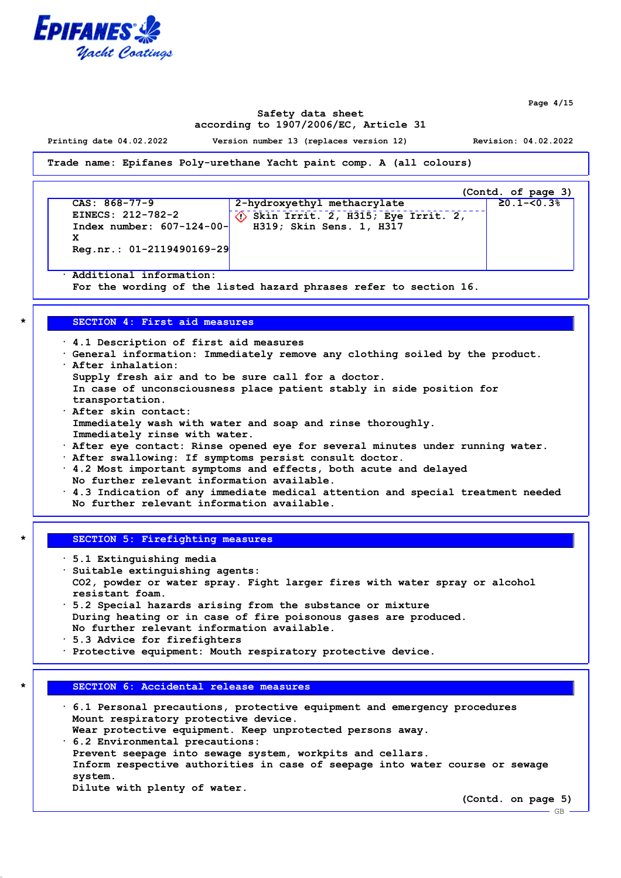Trade name: Epifanes Poly-urethane Yacht paint comp. A (all colours)

(Contd. of page 3)

| | | |
|---|---|---|
| CAS: 868-77-9<br>EINECS: 212-782-2<br>Index number: 607-124-00-X<br>Reg.nr.: 01-2119490169-29 | 2-hydroxyethyl methacrylate<br>Skin Irrit. 2, H315; Eye Irrit. 2, H319; Skin Sens. 1, H317 | ≥0.1-<0.3% |

· Additional information:
For the wording of the listed hazard phrases refer to section 16.

## SECTION 4: First aid measures

· 4.1 Description of first aid measures
· General information: Immediately remove any clothing soiled by the product.
· After inhalation:
Supply fresh air and to be sure call for a doctor.
In case of unconsciousness place patient stably in side position for transportation.
· After skin contact:
Immediately wash with water and soap and rinse thoroughly.
Immediately rinse with water.
· After eye contact: Rinse opened eye for several minutes under running water.
· After swallowing: If symptoms persist consult doctor.
· 4.2 Most important symptoms and effects, both acute and delayed
No further relevant information available.
· 4.3 Indication of any immediate medical attention and special treatment needed
No further relevant information available.

## SECTION 5: Firefighting measures

· 5.1 Extinguishing media
· Suitable extinguishing agents:
$CO_2$, powder or water spray. Fight larger fires with water spray or alcohol resistant foam.
· 5.2 Special hazards arising from the substance or mixture
During heating or in case of fire poisonous gases are produced.
No further relevant information available.
· 5.3 Advice for firefighters
· Protective equipment: Mouth respiratory protective device.

## SECTION 6: Accidental release measures

· 6.1 Personal precautions, protective equipment and emergency procedures
Mount respiratory protective device.
Wear protective equipment. Keep unprotected persons away.
· 6.2 Environmental precautions:
Prevent seepage into sewage system, workpits and cellars.
Inform respective authorities in case of seepage into water course or sewage system.
Dilute with plenty of water.

(Contd. on page 5)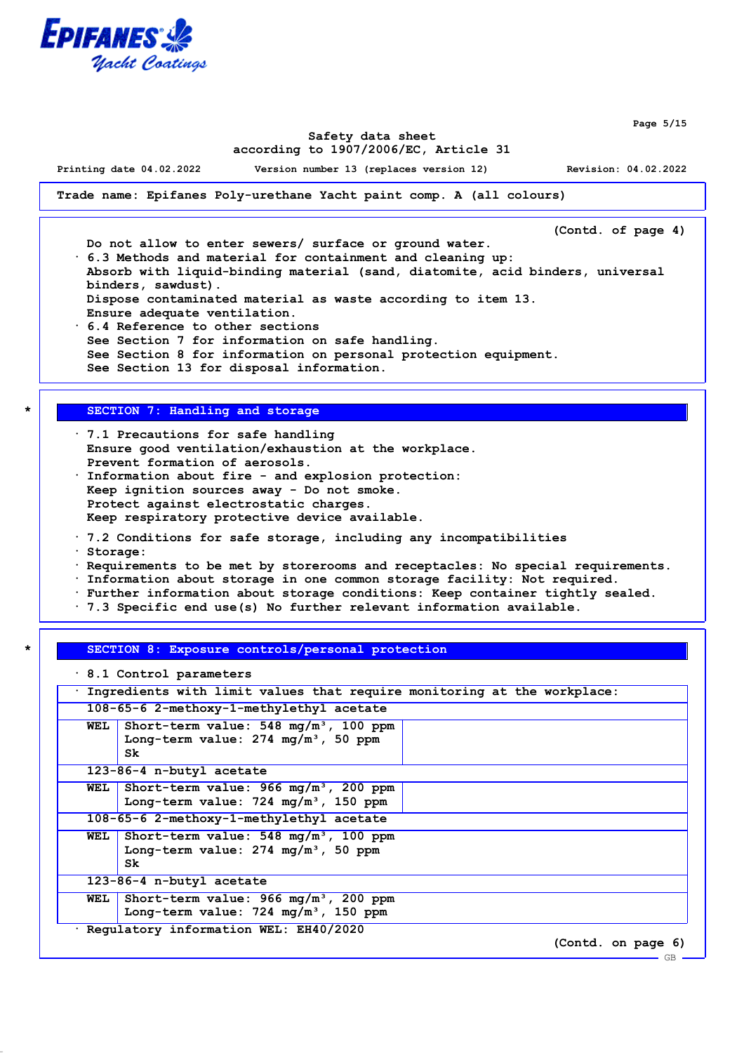Trade name: Epifanes Poly-urethane Yacht paint comp. A (all colours)

(Contd. of page 4)

Do not allow to enter sewers/ surface or ground water.

- 6.3 Methods and material for containment and cleaning up:
  Absorb with liquid-binding material (sand, diatomite, acid binders, universal binders, sawdust).
  Dispose contaminated material as waste according to item 13.
  Ensure adequate ventilation.
- 6.4 Reference to other sections
  See Section 7 for information on safe handling.
  See Section 8 for information on personal protection equipment.
  See Section 13 for disposal information.

## * SECTION 7: Handling and storage

- 7.1 Precautions for safe handling
  Ensure good ventilation/exhaustion at the workplace.
  Prevent formation of aerosols.
- Information about fire - and explosion protection:
  Keep ignition sources away - Do not smoke.
  Protect against electrostatic charges.
  Keep respiratory protective device available.

- 7.2 Conditions for safe storage, including any incompatibilities
- Storage:
- Requirements to be met by storerooms and receptacles: No special requirements.
- Information about storage in one common storage facility: Not required.
- Further information about storage conditions: Keep container tightly sealed.
- 7.3 Specific end use(s) No further relevant information available.

## * SECTION 8: Exposure controls/personal protection

- 8.1 Control parameters

| · Ingredients with limit values that require monitoring at the workplace: | |
|---|---|
| **108-65-6 2-methoxy-1-methylethyl acetate** | |
| WEL | Short-term value: 548 mg/m³, 100 ppm<br>Long-term value: 274 mg/m³, 50 ppm<br>Sk |
| **123-86-4 n-butyl acetate** | |
| WEL | Short-term value: 966 mg/m³, 200 ppm<br>Long-term value: 724 mg/m³, 150 ppm |
| **108-65-6 2-methoxy-1-methylethyl acetate** | |
| WEL | Short-term value: 548 mg/m³, 100 ppm<br>Long-term value: 274 mg/m³, 50 ppm<br>Sk |
| **123-86-4 n-butyl acetate** | |
| WEL | Short-term value: 966 mg/m³, 200 ppm<br>Long-term value: 724 mg/m³, 150 ppm |

- Regulatory information WEL: EH40/2020

(Contd. on page 6)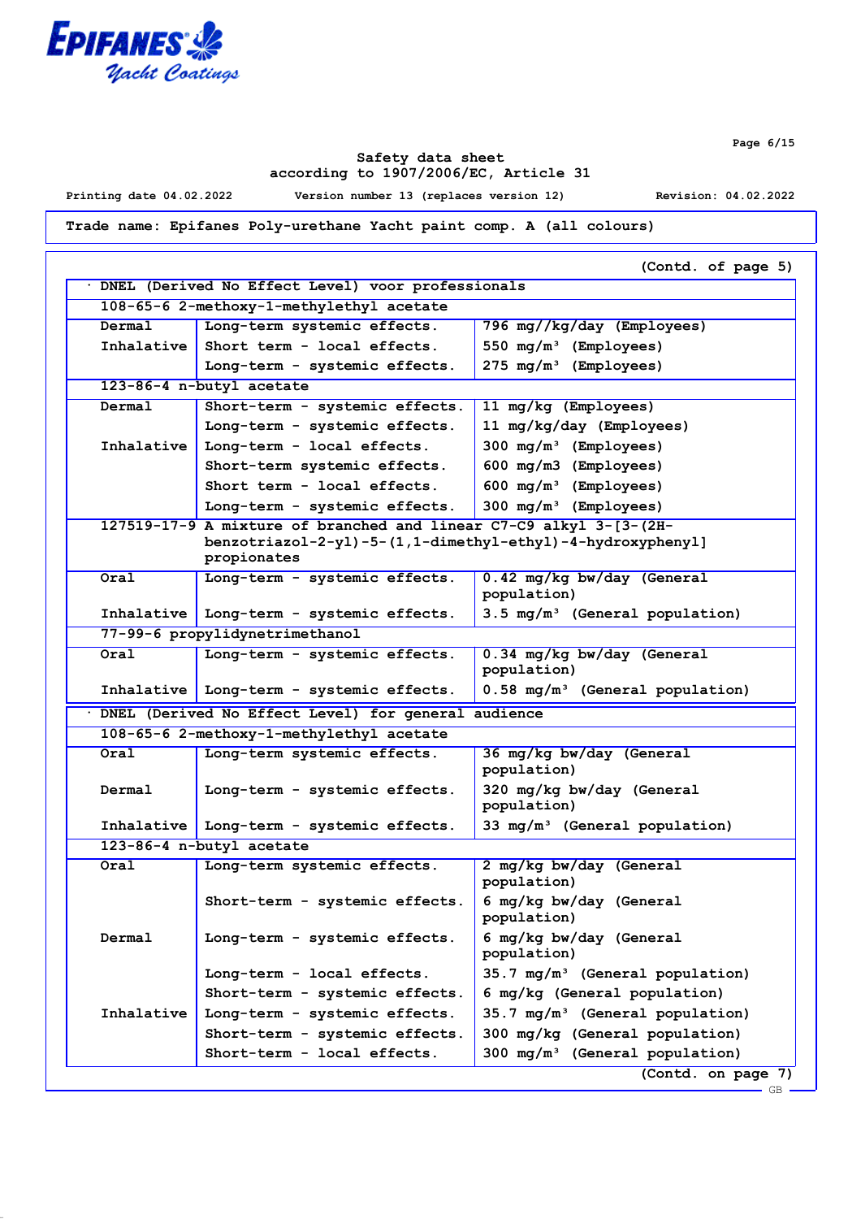Safety data sheet
according to 1907/2006/EC, Article 31

Printing date 04.02.2022 Version number 13 (replaces version 12) Revision: 04.02.2022

**Trade name: Epifanes Poly-urethane Yacht paint comp. A (all colours)**

(Contd. of page 5)

· **DNEL (Derived No Effect Level) voor professionals**

| | | |
|---|---|---|
| **108-65-6 2-methoxy-1-methylethyl acetate** | | |
| Dermal | Long-term systemic effects. | 796 mg//kg/day (Employees) |
| Inhalative | Short term - local effects. | 550 mg/m³ (Employees) |
| | Long-term - systemic effects. | 275 mg/m³ (Employees) |
| **123-86-4 n-butyl acetate** | | |
| Dermal | Short-term - systemic effects. | 11 mg/kg (Employees) |
| | Long-term - systemic effects. | 11 mg/kg/day (Employees) |
| Inhalative | Long-term - local effects. | 300 mg/m³ (Employees) |
| | Short-term systemic effects. | 600 mg/m3 (Employees) |
| | Short term - local effects. | 600 mg/m³ (Employees) |
| | Long-term - systemic effects. | 300 mg/m³ (Employees) |
| **127519-17-9 A mixture of branched and linear C7-C9 alkyl 3-[3-(2H-benzotriazol-2-yl)-5-(1,1-dimethyl-ethyl)-4-hydroxyphenyl] propionates** | | |
| Oral | Long-term - systemic effects. | 0.42 mg/kg bw/day (General population) |
| Inhalative | Long-term - systemic effects. | 3.5 mg/m³ (General population) |
| **77-99-6 propylidynetrimethanol** | | |
| Oral | Long-term - systemic effects. | 0.34 mg/kg bw/day (General population) |
| Inhalative | Long-term - systemic effects. | 0.58 mg/m³ (General population) |

· **DNEL (Derived No Effect Level) for general audience**

| | | |
|---|---|---|
| **108-65-6 2-methoxy-1-methylethyl acetate** | | |
| Oral | Long-term systemic effects. | 36 mg/kg bw/day (General population) |
| Dermal | Long-term - systemic effects. | 320 mg/kg bw/day (General population) |
| Inhalative | Long-term - systemic effects. | 33 mg/m³ (General population) |
| **123-86-4 n-butyl acetate** | | |
| Oral | Long-term systemic effects. | 2 mg/kg bw/day (General population) |
| | Short-term - systemic effects. | 6 mg/kg bw/day (General population) |
| Dermal | Long-term - systemic effects. | 6 mg/kg bw/day (General population) |
| | Long-term - local effects. | 35.7 mg/m³ (General population) |
| | Short-term - systemic effects. | 6 mg/kg (General population) |
| Inhalative | Long-term - systemic effects. | 35.7 mg/m³ (General population) |
| | Short-term - systemic effects. | 300 mg/kg (General population) |
| | Short-term - local effects. | 300 mg/m³ (General population) |

(Contd. on page 7)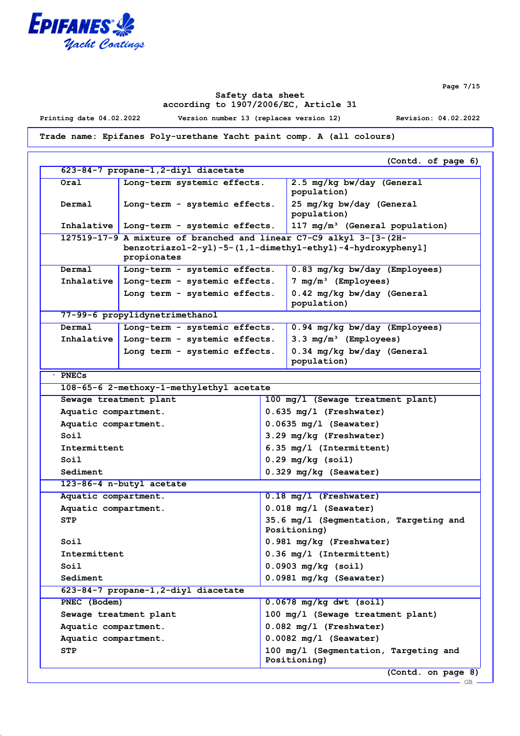Safety data sheet
according to 1907/2006/EC, Article 31

Printing date 04.02.2022 Version number 13 (replaces version 12) Revision: 04.02.2022

**Trade name: Epifanes Poly-urethane Yacht paint comp. A (all colours)**

(Contd. of page 6)

| | | |
|---|---|---|
| **623-84-7 propane-1,2-diyl diacetate** | | |
| Oral | Long-term systemic effects. | 2.5 mg/kg bw/day (General population) |
| Dermal | Long-term - systemic effects. | 25 mg/kg bw/day (General population) |
| Inhalative | Long-term - systemic effects. | 117 mg/m³ (General population) |
| **127519-17-9 A mixture of branched and linear C7-C9 alkyl 3-[3-(2H-benzotriazol-2-yl)-5-(1,1-dimethyl-ethyl)-4-hydroxyphenyl] propionates** | | |
| Dermal | Long-term - systemic effects. | 0.83 mg/kg bw/day (Employees) |
| Inhalative | Long-term - systemic effects. | 7 mg/m³ (Employees) |
| | Long term - systemic effects. | 0.42 mg/kg bw/day (General population) |
| **77-99-6 propylidynetrimethanol** | | |
| Dermal | Long-term - systemic effects. | 0.94 mg/kg bw/day (Employees) |
| Inhalative | Long-term - systemic effects. | 3.3 mg/m³ (Employees) |
| | Long term - systemic effects. | 0.34 mg/kg bw/day (General population) |

· **PNECs**

| | |
|---|---|
| **108-65-6 2-methoxy-1-methylethyl acetate** | |
| Sewage treatment plant | 100 mg/l (Sewage treatment plant) |
| Aquatic compartment. | 0.635 mg/l (Freshwater) |
| Aquatic compartment. | 0.0635 mg/l (Seawater) |
| Soil | 3.29 mg/kg (Freshwater) |
| Intermittent | 6.35 mg/l (Intermittent) |
| Soil | 0.29 mg/kg (soil) |
| Sediment | 0.329 mg/kg (Seawater) |
| **123-86-4 n-butyl acetate** | |
| Aquatic compartment. | 0.18 mg/l (Freshwater) |
| Aquatic compartment. | 0.018 mg/l (Seawater) |
| STP | 35.6 mg/l (Segmentation, Targeting and Positioning) |
| Soil | 0.981 mg/kg (Freshwater) |
| Intermittent | 0.36 mg/l (Intermittent) |
| Soil | 0.0903 mg/kg (soil) |
| Sediment | 0.0981 mg/kg (Seawater) |
| **623-84-7 propane-1,2-diyl diacetate** | |
| PNEC (Bodem) | 0.0678 mg/kg dwt (soil) |
| Sewage treatment plant | 100 mg/l (Sewage treatment plant) |
| Aquatic compartment. | 0.082 mg/l (Freshwater) |
| Aquatic compartment. | 0.0082 mg/l (Seawater) |
| STP | 100 mg/l (Segmentation, Targeting and Positioning) |

(Contd. on page 8)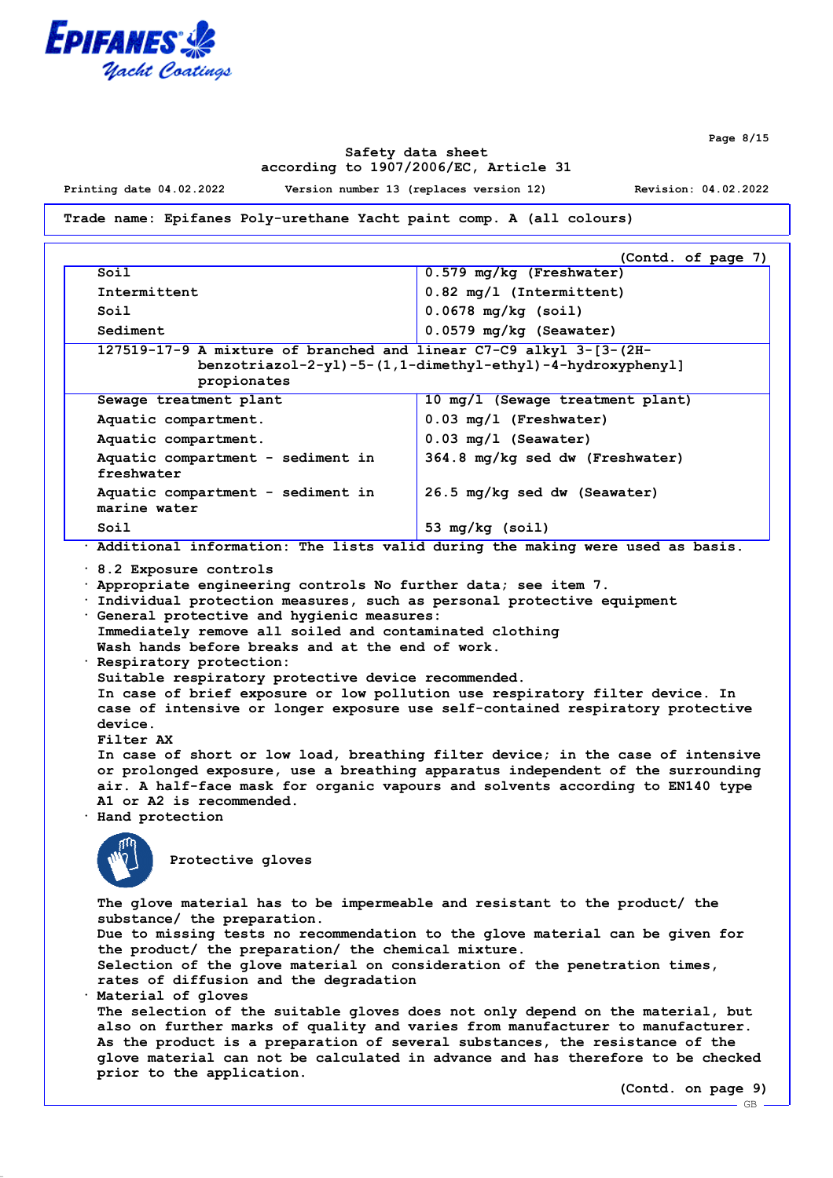**Trade name: Epifanes Poly-urethane Yacht paint comp. A (all colours)**

(Contd. of page 7)

| | |
|---|---|
| Soil | 0.579 mg/kg (Freshwater) |
| Intermittent | 0.82 mg/l (Intermittent) |
| Soil | 0.0678 mg/kg (soil) |
| Sediment | 0.0579 mg/kg (Seawater) |
| **127519-17-9 A mixture of branched and linear C7-C9 alkyl 3-[3-(2H-benzotriazol-2-yl)-5-(1,1-dimethyl-ethyl)-4-hydroxyphenyl] propionates** | |
| Sewage treatment plant | 10 mg/l (Sewage treatment plant) |
| Aquatic compartment. | 0.03 mg/l (Freshwater) |
| Aquatic compartment. | 0.03 mg/l (Seawater) |
| Aquatic compartment - sediment in freshwater | 364.8 mg/kg sed dw (Freshwater) |
| Aquatic compartment - sediment in marine water | 26.5 mg/kg sed dw (Seawater) |
| Soil | 53 mg/kg (soil) |

· **Additional information:** The lists valid during the making were used as basis.

· **8.2 Exposure controls**

· **Appropriate engineering controls** No further data; see item 7.

· **Individual protection measures, such as personal protective equipment**

· **General protective and hygienic measures:**

Immediately remove all soiled and contaminated clothing

Wash hands before breaks and at the end of work.

· **Respiratory protection:**

Suitable respiratory protective device recommended.

In case of brief exposure or low pollution use respiratory filter device. In case of intensive or longer exposure use self-contained respiratory protective device.

Filter AX

In case of short or low load, breathing filter device; in the case of intensive or prolonged exposure, use a breathing apparatus independent of the surrounding air. A half-face mask for organic vapours and solvents according to EN140 type A1 or A2 is recommended.

· **Hand protection**

Protective gloves

The glove material has to be impermeable and resistant to the product/ the substance/ the preparation.

Due to missing tests no recommendation to the glove material can be given for the product/ the preparation/ the chemical mixture.

Selection of the glove material on consideration of the penetration times, rates of diffusion and the degradation

· **Material of gloves**

The selection of the suitable gloves does not only depend on the material, but also on further marks of quality and varies from manufacturer to manufacturer. As the product is a preparation of several substances, the resistance of the glove material can not be calculated in advance and has therefore to be checked prior to the application.

(Contd. on page 9)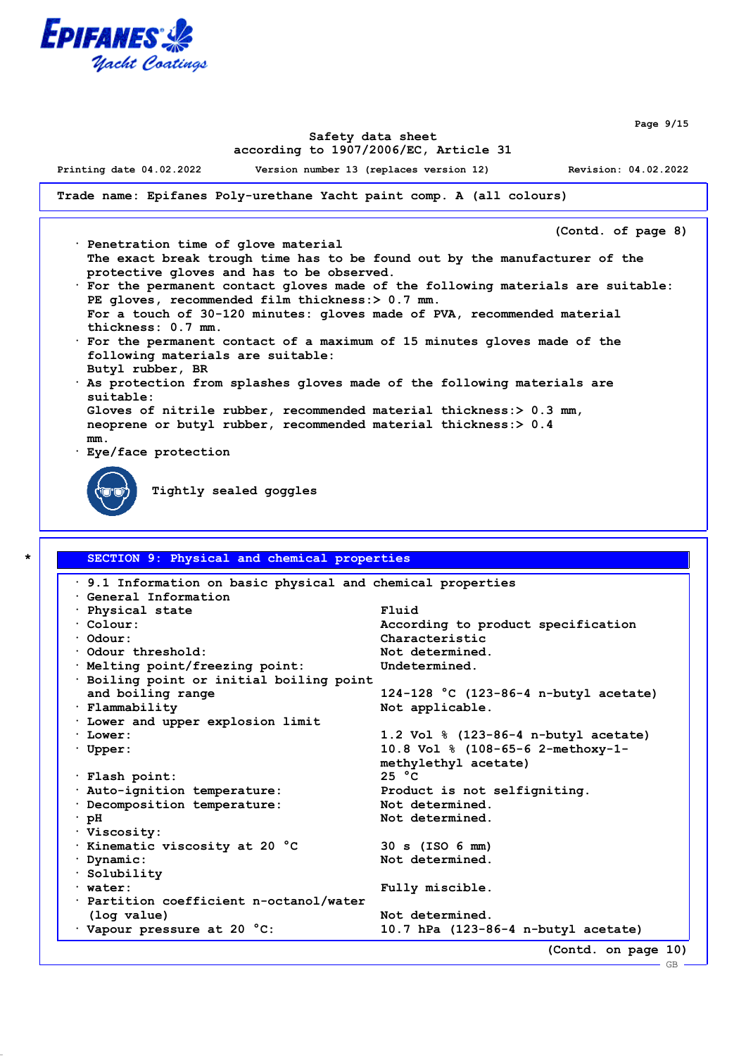Trade name: Epifanes Poly-urethane Yacht paint comp. A (all colours)

(Contd. of page 8)

- Penetration time of glove material
  The exact break trough time has to be found out by the manufacturer of the protective gloves and has to be observed.
- For the permanent contact gloves made of the following materials are suitable:
  PE gloves, recommended film thickness:> 0.7 mm.
  For a touch of 30-120 minutes: gloves made of PVA, recommended material thickness: 0.7 mm.
- For the permanent contact of a maximum of 15 minutes gloves made of the following materials are suitable:
  Butyl rubber, BR
- As protection from splashes gloves made of the following materials are suitable:
  Gloves of nitrile rubber, recommended material thickness:> 0.3 mm, neoprene or butyl rubber, recommended material thickness:> 0.4 mm.
- Eye/face protection

  Tightly sealed goggles

## SECTION 9: Physical and chemical properties

- 9.1 Information on basic physical and chemical properties
- General Information

| Property | Value |
|---|---|
| · Physical state | Fluid |
| · Colour: | According to product specification |
| · Odour: | Characteristic |
| · Odour threshold: | Not determined. |
| · Melting point/freezing point: | Undetermined. |
| · Boiling point or initial boiling point and boiling range | 124-128 °C (123-86-4 n-butyl acetate) |
| · Flammability | Not applicable. |
| · Lower and upper explosion limit | |
| · Lower: | 1.2 Vol % (123-86-4 n-butyl acetate) |
| · Upper: | 10.8 Vol % (108-65-6 2-methoxy-1-methylethyl acetate) |
| · Flash point: | 25 °C |
| · Auto-ignition temperature: | Product is not selfigniting. |
| · Decomposition temperature: | Not determined. |
| · pH | Not determined. |
| · Viscosity: | |
| · Kinematic viscosity at 20 °C | 30 s (ISO 6 mm) |
| · Dynamic: | Not determined. |
| · Solubility | |
| · water: | Fully miscible. |
| · Partition coefficient n-octanol/water (log value) | Not determined. |
| · Vapour pressure at 20 °C: | 10.7 hPa (123-86-4 n-butyl acetate) |

(Contd. on page 10)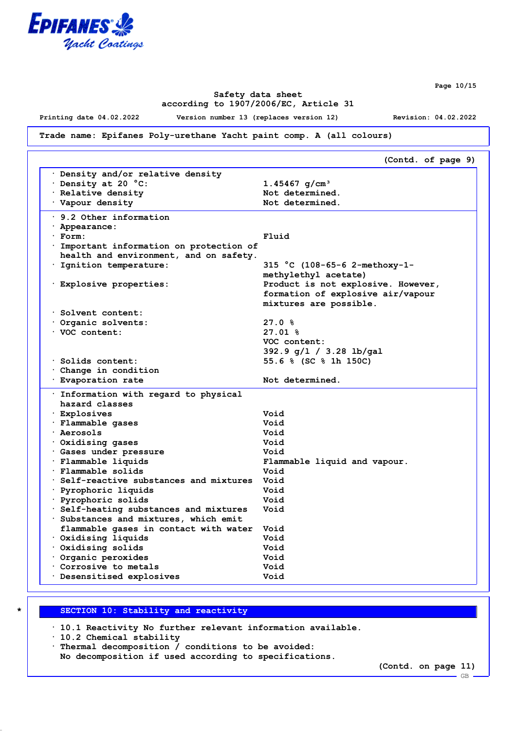Trade name: Epifanes Poly-urethane Yacht paint comp. A (all colours)

(Contd. of page 9)

| | |
|---|---|
| · Density and/or relative density | |
| · Density at 20 °C: | 1.45467 g/cm³ |
| · Relative density | Not determined. |
| · Vapour density | Not determined. |

| | |
|---|---|
| · 9.2 Other information | |
| · Appearance: | |
| · Form: | Fluid |
| · Important information on protection of health and environment, and on safety. | |
| · Ignition temperature: | 315 °C (108-65-6 2-methoxy-1-methylethyl acetate) |
| · Explosive properties: | Product is not explosive. However, formation of explosive air/vapour mixtures are possible. |
| · Solvent content: | |
| · Organic solvents: | 27.0 % |
| · VOC content: | 27.01 % VOC content: 392.9 g/l / 3.28 lb/gal |
| · Solids content: | 55.6 % (SC % 1h 150C) |
| · Change in condition | |
| · Evaporation rate | Not determined. |

| | |
|---|---|
| · Information with regard to physical hazard classes | |
| · Explosives | Void |
| · Flammable gases | Void |
| · Aerosols | Void |
| · Oxidising gases | Void |
| · Gases under pressure | Void |
| · Flammable liquids | Flammable liquid and vapour. |
| · Flammable solids | Void |
| · Self-reactive substances and mixtures | Void |
| · Pyrophoric liquids | Void |
| · Pyrophoric solids | Void |
| · Self-heating substances and mixtures | Void |
| · Substances and mixtures, which emit flammable gases in contact with water | Void |
| · Oxidising liquids | Void |
| · Oxidising solids | Void |
| · Organic peroxides | Void |
| · Corrosive to metals | Void |
| · Desensitised explosives | Void |

## * SECTION 10: Stability and reactivity

· 10.1 Reactivity No further relevant information available.

· 10.2 Chemical stability

· Thermal decomposition / conditions to be avoided:
No decomposition if used according to specifications.

(Contd. on page 11)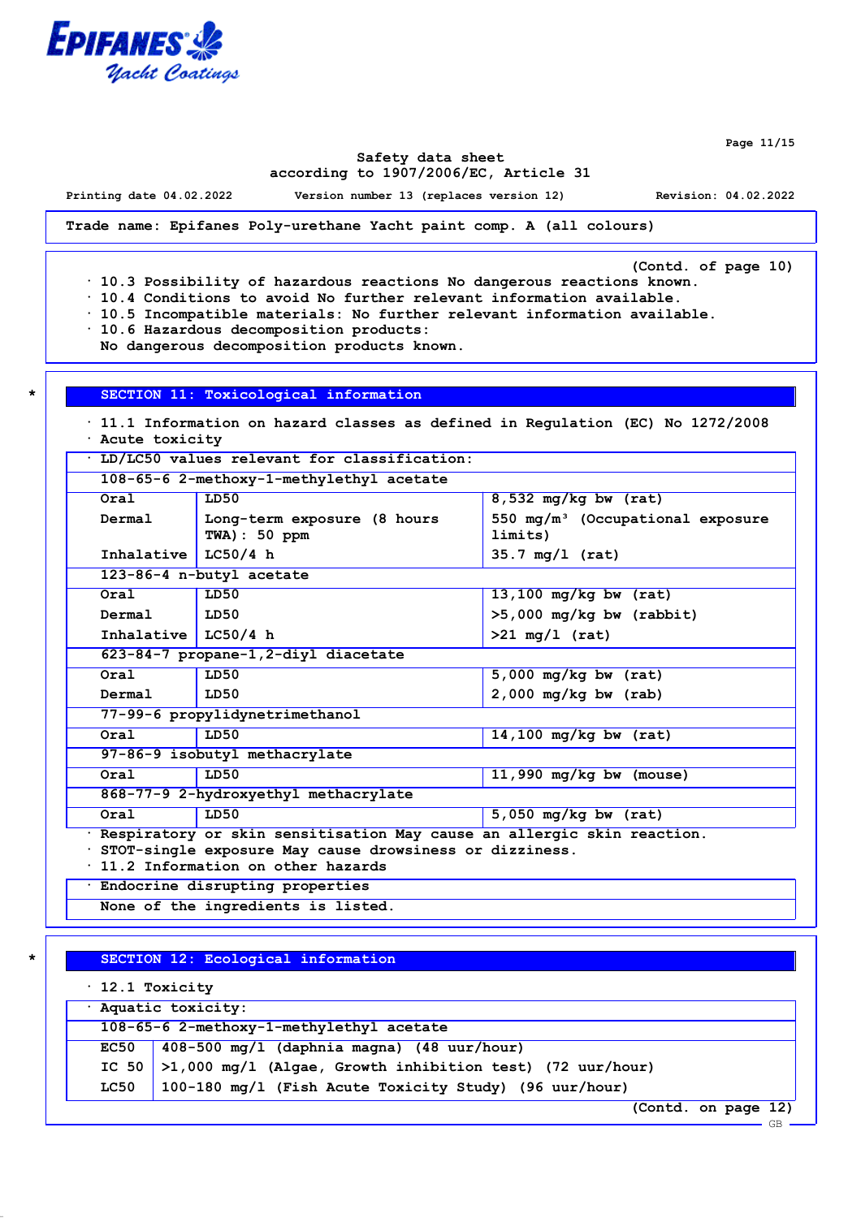Safety data sheet
according to 1907/2006/EC, Article 31

Printing date 04.02.2022 Version number 13 (replaces version 12) Revision: 04.02.2022

**Trade name: Epifanes Poly-urethane Yacht paint comp. A (all colours)**

(Contd. of page 10)

- 10.3 Possibility of hazardous reactions No dangerous reactions known.
- 10.4 Conditions to avoid No further relevant information available.
- 10.5 Incompatible materials: No further relevant information available.
- 10.6 Hazardous decomposition products:
  No dangerous decomposition products known.

## * SECTION 11: Toxicological information

- 11.1 Information on hazard classes as defined in Regulation (EC) No 1272/2008
- Acute toxicity

| · LD/LC50 values relevant for classification: | | |
|---|---|---|
| **108-65-6 2-methoxy-1-methylethyl acetate** | | |
| Oral | LD50 | 8,532 mg/kg bw (rat) |
| Dermal | Long-term exposure (8 hours TWA): 50 ppm | 550 mg/m³ (Occupational exposure limits) |
| Inhalative | LC50/4 h | 35.7 mg/l (rat) |
| **123-86-4 n-butyl acetate** | | |
| Oral | LD50 | 13,100 mg/kg bw (rat) |
| Dermal | LD50 | >5,000 mg/kg bw (rabbit) |
| Inhalative | LC50/4 h | >21 mg/l (rat) |
| **623-84-7 propane-1,2-diyl diacetate** | | |
| Oral | LD50 | 5,000 mg/kg bw (rat) |
| Dermal | LD50 | 2,000 mg/kg bw (rab) |
| **77-99-6 propylidynetrimethanol** | | |
| Oral | LD50 | 14,100 mg/kg bw (rat) |
| **97-86-9 isobutyl methacrylate** | | |
| Oral | LD50 | 11,990 mg/kg bw (mouse) |
| **868-77-9 2-hydroxyethyl methacrylate** | | |
| Oral | LD50 | 5,050 mg/kg bw (rat) |

- Respiratory or skin sensitisation May cause an allergic skin reaction.
- STOT-single exposure May cause drowsiness or dizziness.
- 11.2 Information on other hazards

| · Endocrine disrupting properties |
|---|
| None of the ingredients is listed. |

## * SECTION 12: Ecological information

- 12.1 Toxicity

| · Aquatic toxicity: | |
|---|---|
| **108-65-6 2-methoxy-1-methylethyl acetate** | |
| EC50 | 408-500 mg/l (daphnia magna) (48 uur/hour) |
| IC 50 | >1,000 mg/l (Algae, Growth inhibition test) (72 uur/hour) |
| LC50 | 100-180 mg/l (Fish Acute Toxicity Study) (96 uur/hour) |

(Contd. on page 12)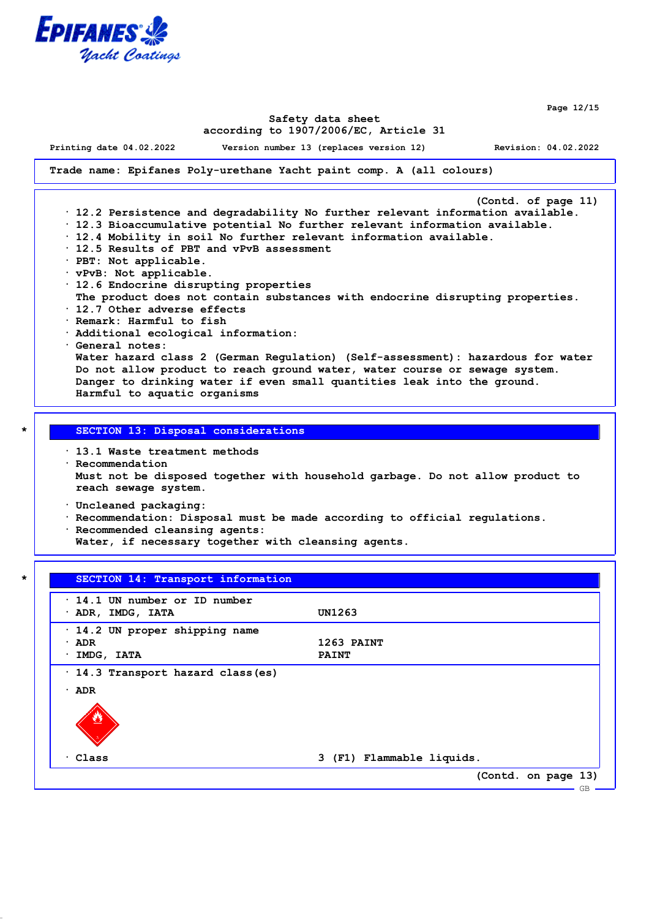Trade name: Epifanes Poly-urethane Yacht paint comp. A (all colours)

(Contd. of page 11)

- 12.2 Persistence and degradability No further relevant information available.
- 12.3 Bioaccumulative potential No further relevant information available.
- 12.4 Mobility in soil No further relevant information available.
- 12.5 Results of PBT and vPvB assessment
- PBT: Not applicable.
- vPvB: Not applicable.
- 12.6 Endocrine disrupting properties
  The product does not contain substances with endocrine disrupting properties.
- 12.7 Other adverse effects
- Remark: Harmful to fish
- Additional ecological information:
- General notes:
  Water hazard class 2 (German Regulation) (Self-assessment): hazardous for water
  Do not allow product to reach ground water, water course or sewage system.
  Danger to drinking water if even small quantities leak into the ground.
  Harmful to aquatic organisms

## SECTION 13: Disposal considerations

- 13.1 Waste treatment methods
- Recommendation
  Must not be disposed together with household garbage. Do not allow product to reach sewage system.
- Uncleaned packaging:
- Recommendation: Disposal must be made according to official regulations.
- Recommended cleansing agents:
  Water, if necessary together with cleansing agents.

## SECTION 14: Transport information

| | |
|---|---|
| · 14.1 UN number or ID number | |
| · ADR, IMDG, IATA | UN1263 |
| · 14.2 UN proper shipping name | |
| · ADR | 1263 PAINT |
| · IMDG, IATA | PAINT |
| · 14.3 Transport hazard class(es) | |
| · ADR | |
| · Class | 3 (F1) Flammable liquids. |

(Contd. on page 13)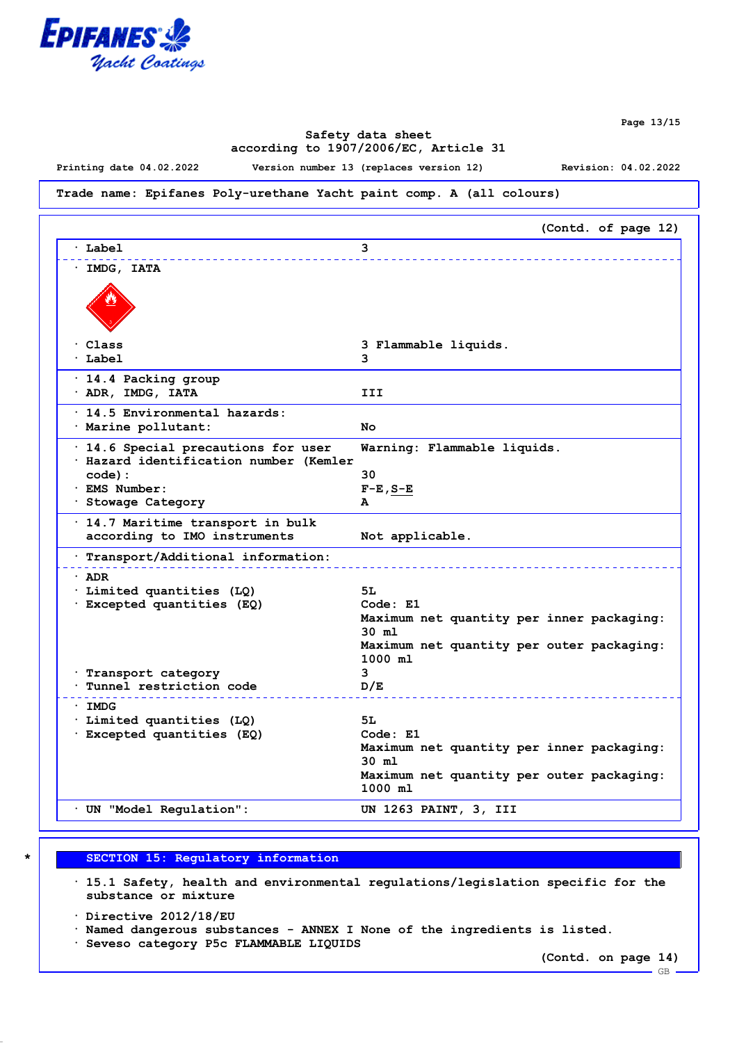**Trade name: Epifanes Poly-urethane Yacht paint comp. A (all colours)**

(Contd. of page 12)

| | |
|---|---|
| · Label | 3 |
| · IMDG, IATA | |
| · Class | 3 Flammable liquids. |
| · Label | 3 |
| · 14.4 Packing group | |
| · ADR, IMDG, IATA | III |
| · 14.5 Environmental hazards: | |
| · Marine pollutant: | No |
| · 14.6 Special precautions for user | Warning: Flammable liquids. |
| · Hazard identification number (Kemler code): | 30 |
| · EMS Number: | F-E,S-E |
| · Stowage Category | A |
| · 14.7 Maritime transport in bulk according to IMO instruments | Not applicable. |
| · Transport/Additional information: | |
| · ADR | |
| · Limited quantities (LQ) | 5L |
| · Excepted quantities (EQ) | Code: E1<br>Maximum net quantity per inner packaging: 30 ml<br>Maximum net quantity per outer packaging: 1000 ml |
| · Transport category | 3 |
| · Tunnel restriction code | D/E |
| · IMDG | |
| · Limited quantities (LQ) | 5L |
| · Excepted quantities (EQ) | Code: E1<br>Maximum net quantity per inner packaging: 30 ml<br>Maximum net quantity per outer packaging: 1000 ml |
| · UN "Model Regulation": | UN 1263 PAINT, 3, III |

## * SECTION 15: Regulatory information

· 15.1 Safety, health and environmental regulations/legislation specific for the substance or mixture

· Directive 2012/18/EU
· Named dangerous substances - ANNEX I None of the ingredients is listed.
· Seveso category P5c FLAMMABLE LIQUIDS

(Contd. on page 14)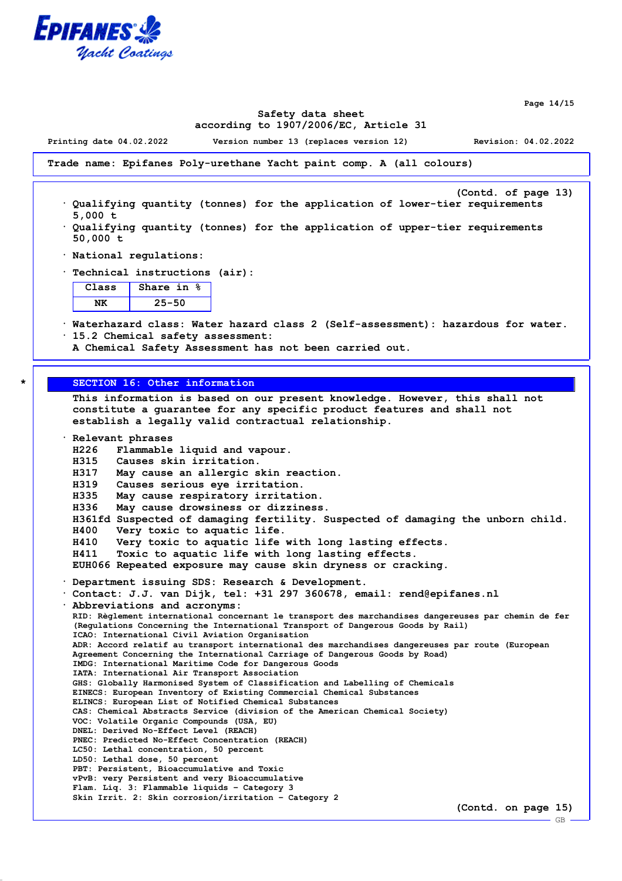**Trade name: Epifanes Poly-urethane Yacht paint comp. A (all colours)**

(Contd. of page 13)

· Qualifying quantity (tonnes) for the application of lower-tier requirements
5,000 t
· Qualifying quantity (tonnes) for the application of upper-tier requirements
50,000 t

· National regulations:

· Technical instructions (air):

| Class | Share in % |
|---|---|
| NK | 25-50 |

· Waterhazard class: Water hazard class 2 (Self-assessment): hazardous for water.
· 15.2 Chemical safety assessment:
A Chemical Safety Assessment has not been carried out.

## SECTION 16: Other information

This information is based on our present knowledge. However, this shall not constitute a guarantee for any specific product features and shall not establish a legally valid contractual relationship.

· Relevant phrases
H226 Flammable liquid and vapour.
H315 Causes skin irritation.
H317 May cause an allergic skin reaction.
H319 Causes serious eye irritation.
H335 May cause respiratory irritation.
H336 May cause drowsiness or dizziness.
H361fd Suspected of damaging fertility. Suspected of damaging the unborn child.
H400 Very toxic to aquatic life.
H410 Very toxic to aquatic life with long lasting effects.
H411 Toxic to aquatic life with long lasting effects.
EUH066 Repeated exposure may cause skin dryness or cracking.

· Department issuing SDS: Research & Development.
· Contact: J.J. van Dijk, tel: +31 297 360678, email: rend@epifanes.nl
· Abbreviations and acronyms:
RID: Règlement international concernant le transport des marchandises dangereuses par chemin de fer (Regulations Concerning the International Transport of Dangerous Goods by Rail)
ICAO: International Civil Aviation Organisation
ADR: Accord relatif au transport international des marchandises dangereuses par route (European Agreement Concerning the International Carriage of Dangerous Goods by Road)
IMDG: International Maritime Code for Dangerous Goods
IATA: International Air Transport Association
GHS: Globally Harmonised System of Classification and Labelling of Chemicals
EINECS: European Inventory of Existing Commercial Chemical Substances
ELINCS: European List of Notified Chemical Substances
CAS: Chemical Abstracts Service (division of the American Chemical Society)
VOC: Volatile Organic Compounds (USA, EU)
DNEL: Derived No-Effect Level (REACH)
PNEC: Predicted No-Effect Concentration (REACH)
LC50: Lethal concentration, 50 percent
LD50: Lethal dose, 50 percent
PBT: Persistent, Bioaccumulative and Toxic
vPvB: very Persistent and very Bioaccumulative
Flam. Liq. 3: Flammable liquids – Category 3
Skin Irrit. 2: Skin corrosion/irritation – Category 2

(Contd. on page 15)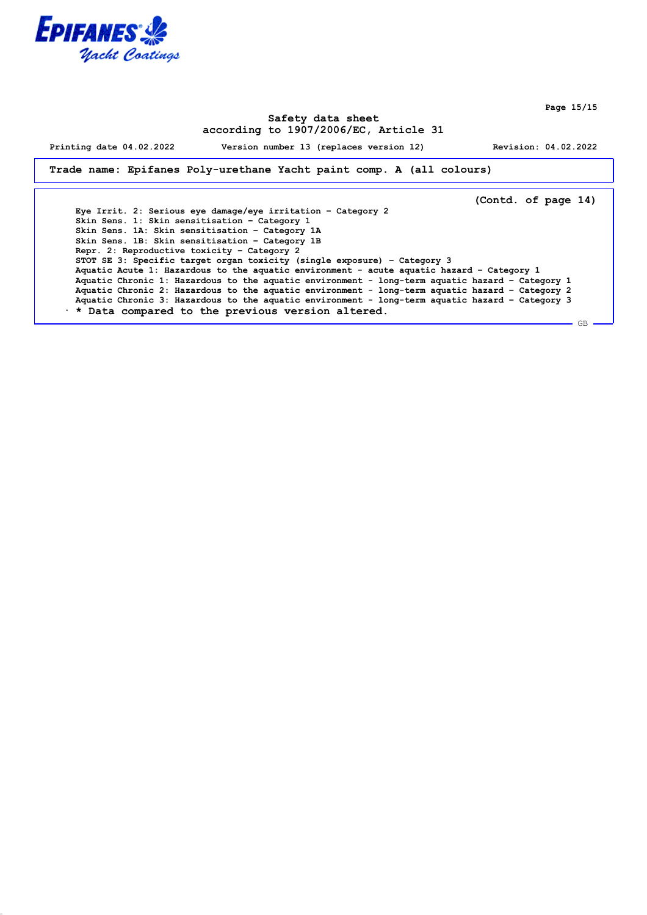**Trade name: Epifanes Poly-urethane Yacht paint comp. A (all colours)**

(Contd. of page 14)

Eye Irrit. 2: Serious eye damage/eye irritation – Category 2
Skin Sens. 1: Skin sensitisation – Category 1
Skin Sens. 1A: Skin sensitisation – Category 1A
Skin Sens. 1B: Skin sensitisation – Category 1B
Repr. 2: Reproductive toxicity – Category 2
STOT SE 3: Specific target organ toxicity (single exposure) – Category 3
Aquatic Acute 1: Hazardous to the aquatic environment - acute aquatic hazard – Category 1
Aquatic Chronic 1: Hazardous to the aquatic environment - long-term aquatic hazard – Category 1
Aquatic Chronic 2: Hazardous to the aquatic environment - long-term aquatic hazard – Category 2
Aquatic Chronic 3: Hazardous to the aquatic environment - long-term aquatic hazard – Category 3

· **\* Data compared to the previous version altered.**

GB